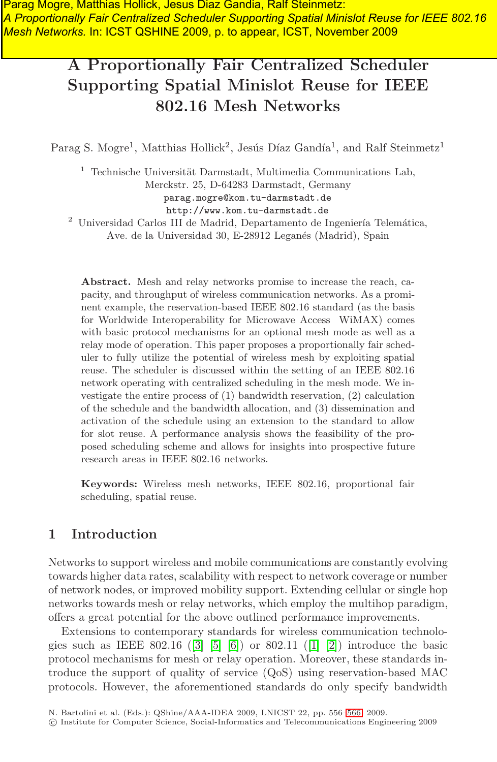Parag Mogre, Matthias Hollick, Jesus Diaz Gandia, Ralf Steinmetz:
*A Proportionally Fair Centralized Scheduler Supporting Spatial Minislot Reuse for IEEE 802.16 Mesh Networks.* In: ICST QSHINE 2009, p. to appear, ICST, November 2009

# A Proportionally Fair Centralized Scheduler Supporting Spatial Minislot Reuse for IEEE 802.16 Mesh Networks

Parag S. Mogre[1], Matthias Hollick[2], Jesús Díaz Gandía[1], and Ralf Steinmetz[1]

[1] Technische Universität Darmstadt, Multimedia Communications Lab, Merckstr. 25, D-64283 Darmstadt, Germany
parag.mogre@kom.tu-darmstadt.de
http://www.kom.tu-darmstadt.de

[2] Universidad Carlos III de Madrid, Departamento de Ingeniería Telemática, Ave. de la Universidad 30, E-28912 Leganés (Madrid), Spain

**Abstract.** Mesh and relay networks promise to increase the reach, capacity, and throughput of wireless communication networks. As a prominent example, the reservation-based IEEE 802.16 standard (as the basis for Worldwide Interoperability for Microwave Access WiMAX) comes with basic protocol mechanisms for an optional mesh mode as well as a relay mode of operation. This paper proposes a proportionally fair scheduler to fully utilize the potential of wireless mesh by exploiting spatial reuse. The scheduler is discussed within the setting of an IEEE 802.16 network operating with centralized scheduling in the mesh mode. We investigate the entire process of (1) bandwidth reservation, (2) calculation of the schedule and the bandwidth allocation, and (3) dissemination and activation of the schedule using an extension to the standard to allow for slot reuse. A performance analysis shows the feasibility of the proposed scheduling scheme and allows for insights into prospective future research areas in IEEE 802.16 networks.

**Keywords:** Wireless mesh networks, IEEE 802.16, proportional fair scheduling, spatial reuse.

## 1 Introduction

Networks to support wireless and mobile communications are constantly evolving towards higher data rates, scalability with respect to network coverage or number of network nodes, or improved mobility support. Extending cellular or single hop networks towards mesh or relay networks, which employ the multihop paradigm, offers a great potential for the above outlined performance improvements.

Extensions to contemporary standards for wireless communication technologies such as IEEE 802.16 ([3] [5] [6]) or 802.11 ([1] [2]) introduce the basic protocol mechanisms for mesh or relay operation. Moreover, these standards introduce the support of quality of service (QoS) using reservation-based MAC protocols. However, the aforementioned standards do only specify bandwidth

N. Bartolini et al. (Eds.): QShine/AAA-IDEA 2009, LNICST 22, pp. 556–566, 2009.
© Institute for Computer Science, Social-Informatics and Telecommunications Engineering 2009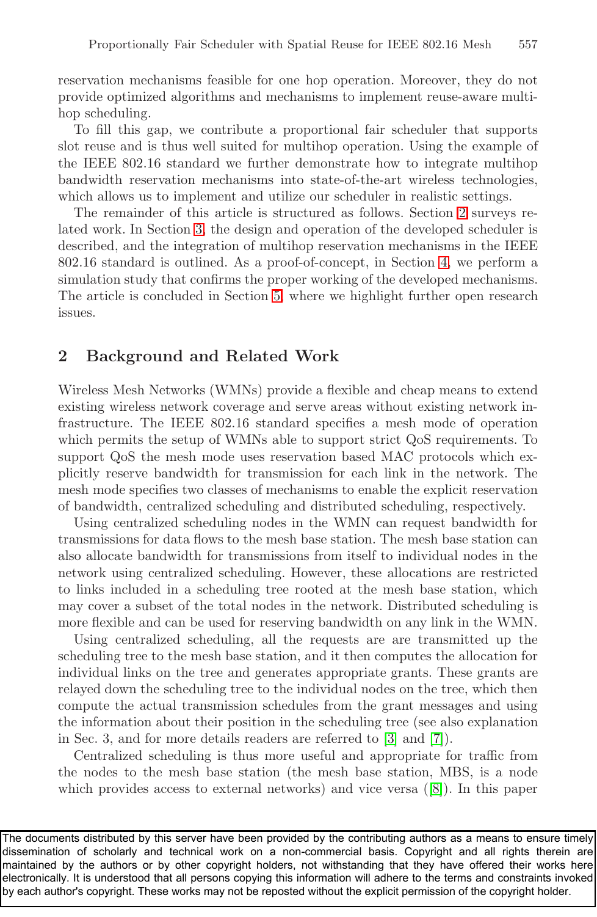reservation mechanisms feasible for one hop operation. Moreover, they do not provide optimized algorithms and mechanisms to implement reuse-aware multi-hop scheduling.

To fill this gap, we contribute a proportional fair scheduler that supports slot reuse and is thus well suited for multihop operation. Using the example of the IEEE 802.16 standard we further demonstrate how to integrate multihop bandwidth reservation mechanisms into state-of-the-art wireless technologies, which allows us to implement and utilize our scheduler in realistic settings.

The remainder of this article is structured as follows. Section 2 surveys related work. In Section 3, the design and operation of the developed scheduler is described, and the integration of multihop reservation mechanisms in the IEEE 802.16 standard is outlined. As a proof-of-concept, in Section 4, we perform a simulation study that confirms the proper working of the developed mechanisms. The article is concluded in Section 5, where we highlight further open research issues.

## 2 Background and Related Work

Wireless Mesh Networks (WMNs) provide a flexible and cheap means to extend existing wireless network coverage and serve areas without existing network infrastructure. The IEEE 802.16 standard specifies a mesh mode of operation which permits the setup of WMNs able to support strict QoS requirements. To support QoS the mesh mode uses reservation based MAC protocols which explicitly reserve bandwidth for transmission for each link in the network. The mesh mode specifies two classes of mechanisms to enable the explicit reservation of bandwidth, centralized scheduling and distributed scheduling, respectively.

Using centralized scheduling nodes in the WMN can request bandwidth for transmissions for data flows to the mesh base station. The mesh base station can also allocate bandwidth for transmissions from itself to individual nodes in the network using centralized scheduling. However, these allocations are restricted to links included in a scheduling tree rooted at the mesh base station, which may cover a subset of the total nodes in the network. Distributed scheduling is more flexible and can be used for reserving bandwidth on any link in the WMN.

Using centralized scheduling, all the requests are are transmitted up the scheduling tree to the mesh base station, and it then computes the allocation for individual links on the tree and generates appropriate grants. These grants are relayed down the scheduling tree to the individual nodes on the tree, which then compute the actual transmission schedules from the grant messages and using the information about their position in the scheduling tree (see also explanation in Sec. 3, and for more details readers are referred to [3] and [7]).

Centralized scheduling is thus more useful and appropriate for traffic from the nodes to the mesh base station (the mesh base station, MBS, is a node which provides access to external networks) and vice versa ([8]). In this paper

The documents distributed by this server have been provided by the contributing authors as a means to ensure timely dissemination of scholarly and technical work on a non-commercial basis. Copyright and all rights therein are maintained by the authors or by other copyright holders, not withstanding that they have offered their works here electronically. It is understood that all persons copying this information will adhere to the terms and constraints invoked by each author's copyright. These works may not be reposted without the explicit permission of the copyright holder.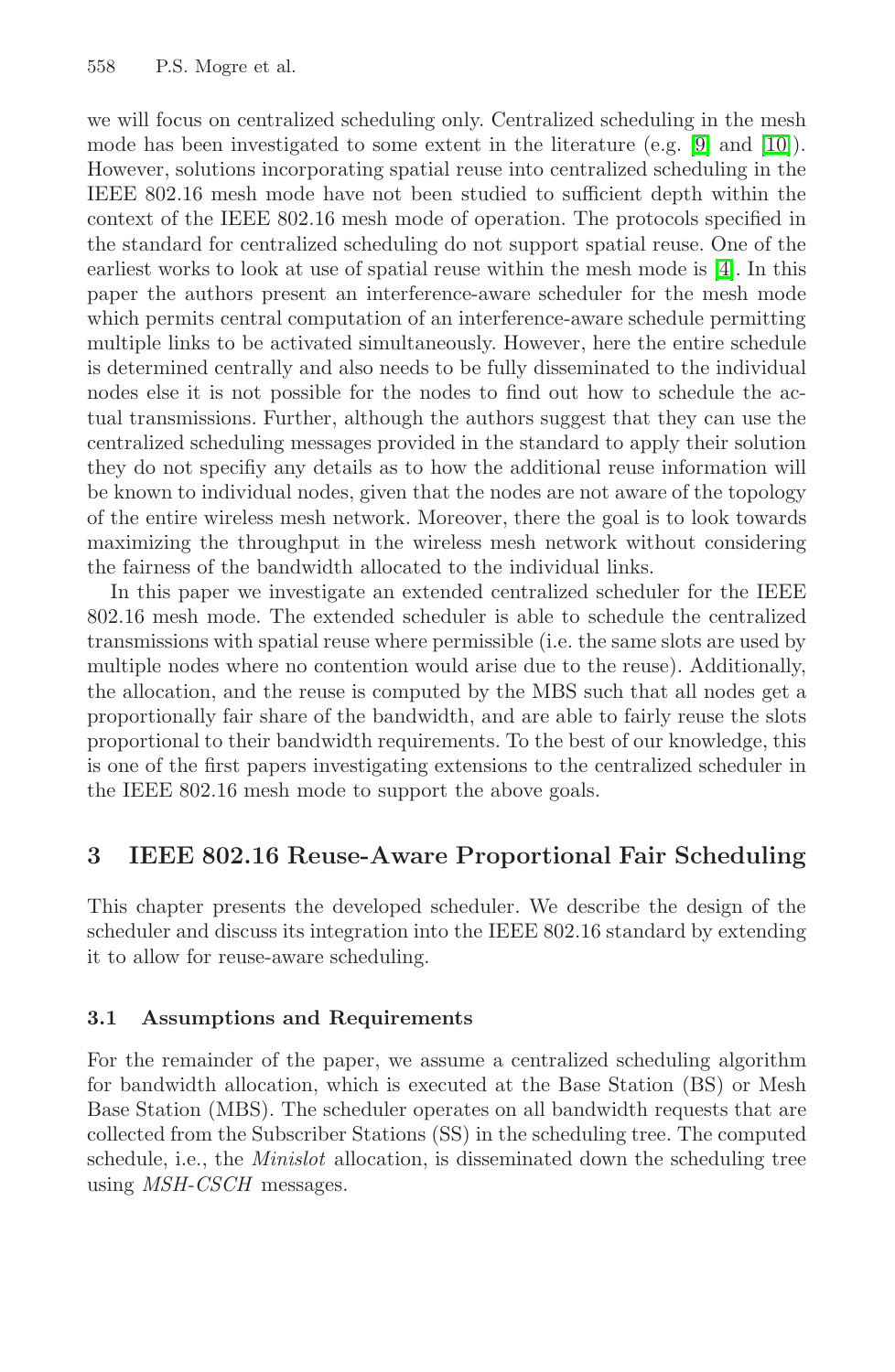we will focus on centralized scheduling only. Centralized scheduling in the mesh mode has been investigated to some extent in the literature (e.g. [9] and [10]). However, solutions incorporating spatial reuse into centralized scheduling in the IEEE 802.16 mesh mode have not been studied to sufficient depth within the context of the IEEE 802.16 mesh mode of operation. The protocols specified in the standard for centralized scheduling do not support spatial reuse. One of the earliest works to look at use of spatial reuse within the mesh mode is [4]. In this paper the authors present an interference-aware scheduler for the mesh mode which permits central computation of an interference-aware schedule permitting multiple links to be activated simultaneously. However, here the entire schedule is determined centrally and also needs to be fully disseminated to the individual nodes else it is not possible for the nodes to find out how to schedule the actual transmissions. Further, although the authors suggest that they can use the centralized scheduling messages provided in the standard to apply their solution they do not specifiy any details as to how the additional reuse information will be known to individual nodes, given that the nodes are not aware of the topology of the entire wireless mesh network. Moreover, there the goal is to look towards maximizing the throughput in the wireless mesh network without considering the fairness of the bandwidth allocated to the individual links.

In this paper we investigate an extended centralized scheduler for the IEEE 802.16 mesh mode. The extended scheduler is able to schedule the centralized transmissions with spatial reuse where permissible (i.e. the same slots are used by multiple nodes where no contention would arise due to the reuse). Additionally, the allocation, and the reuse is computed by the MBS such that all nodes get a proportionally fair share of the bandwidth, and are able to fairly reuse the slots proportional to their bandwidth requirements. To the best of our knowledge, this is one of the first papers investigating extensions to the centralized scheduler in the IEEE 802.16 mesh mode to support the above goals.

## 3 IEEE 802.16 Reuse-Aware Proportional Fair Scheduling

This chapter presents the developed scheduler. We describe the design of the scheduler and discuss its integration into the IEEE 802.16 standard by extending it to allow for reuse-aware scheduling.

### 3.1 Assumptions and Requirements

For the remainder of the paper, we assume a centralized scheduling algorithm for bandwidth allocation, which is executed at the Base Station (BS) or Mesh Base Station (MBS). The scheduler operates on all bandwidth requests that are collected from the Subscriber Stations (SS) in the scheduling tree. The computed schedule, i.e., the *Minislot* allocation, is disseminated down the scheduling tree using *MSH-CSCH* messages.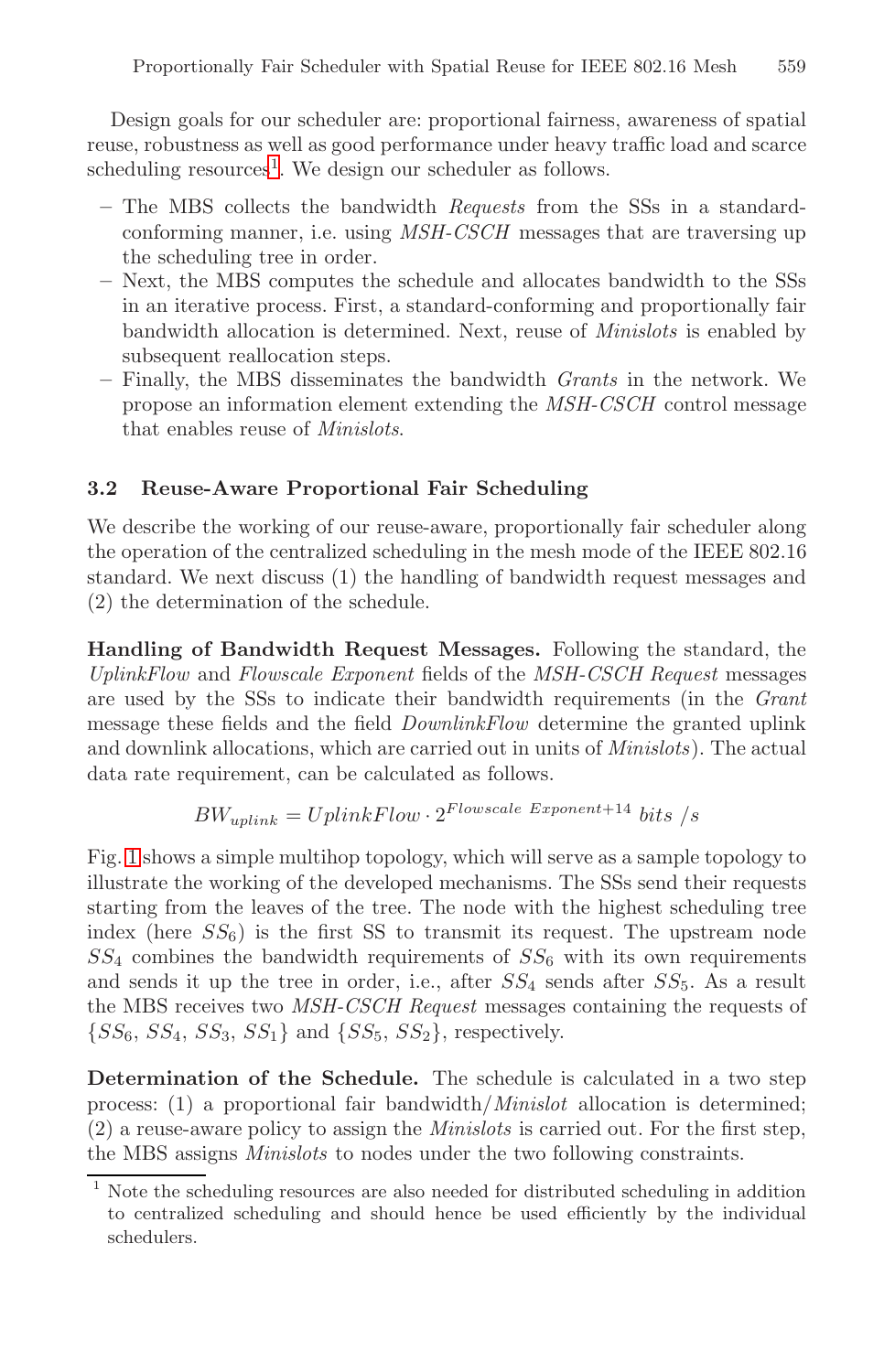Design goals for our scheduler are: proportional fairness, awareness of spatial reuse, robustness as well as good performance under heavy traffic load and scarce scheduling resources[1]. We design our scheduler as follows.

- The MBS collects the bandwidth *Requests* from the SSs in a standard-conforming manner, i.e. using *MSH-CSCH* messages that are traversing up the scheduling tree in order.
- Next, the MBS computes the schedule and allocates bandwidth to the SSs in an iterative process. First, a standard-conforming and proportionally fair bandwidth allocation is determined. Next, reuse of *Minislots* is enabled by subsequent reallocation steps.
- Finally, the MBS disseminates the bandwidth *Grants* in the network. We propose an information element extending the *MSH-CSCH* control message that enables reuse of *Minislots*.

### 3.2 Reuse-Aware Proportional Fair Scheduling

We describe the working of our reuse-aware, proportionally fair scheduler along the operation of the centralized scheduling in the mesh mode of the IEEE 802.16 standard. We next discuss (1) the handling of bandwidth request messages and (2) the determination of the schedule.

**Handling of Bandwidth Request Messages.** Following the standard, the *UplinkFlow* and *Flowscale Exponent* fields of the *MSH-CSCH Request* messages are used by the SSs to indicate their bandwidth requirements (in the *Grant* message these fields and the field *DownlinkFlow* determine the granted uplink and downlink allocations, which are carried out in units of *Minislots*). The actual data rate requirement, can be calculated as follows.

$$BW_{uplink} = UplinkFlow \cdot 2^{Flowscale\ Exponent+14}\ bits\ /s$$

Fig. 1 shows a simple multihop topology, which will serve as a sample topology to illustrate the working of the developed mechanisms. The SSs send their requests starting from the leaves of the tree. The node with the highest scheduling tree index (here $SS_6$) is the first SS to transmit its request. The upstream node $SS_4$ combines the bandwidth requirements of $SS_6$ with its own requirements and sends it up the tree in order, i.e., after $SS_4$ sends after $SS_5$. As a result the MBS receives two *MSH-CSCH Request* messages containing the requests of $\{SS_6, SS_4, SS_3, SS_1\}$ and $\{SS_5, SS_2\}$, respectively.

**Determination of the Schedule.** The schedule is calculated in a two step process: (1) a proportional fair bandwidth/*Minislot* allocation is determined; (2) a reuse-aware policy to assign the *Minislots* is carried out. For the first step, the MBS assigns *Minislots* to nodes under the two following constraints.

[1] Note the scheduling resources are also needed for distributed scheduling in addition to centralized scheduling and should hence be used efficiently by the individual schedulers.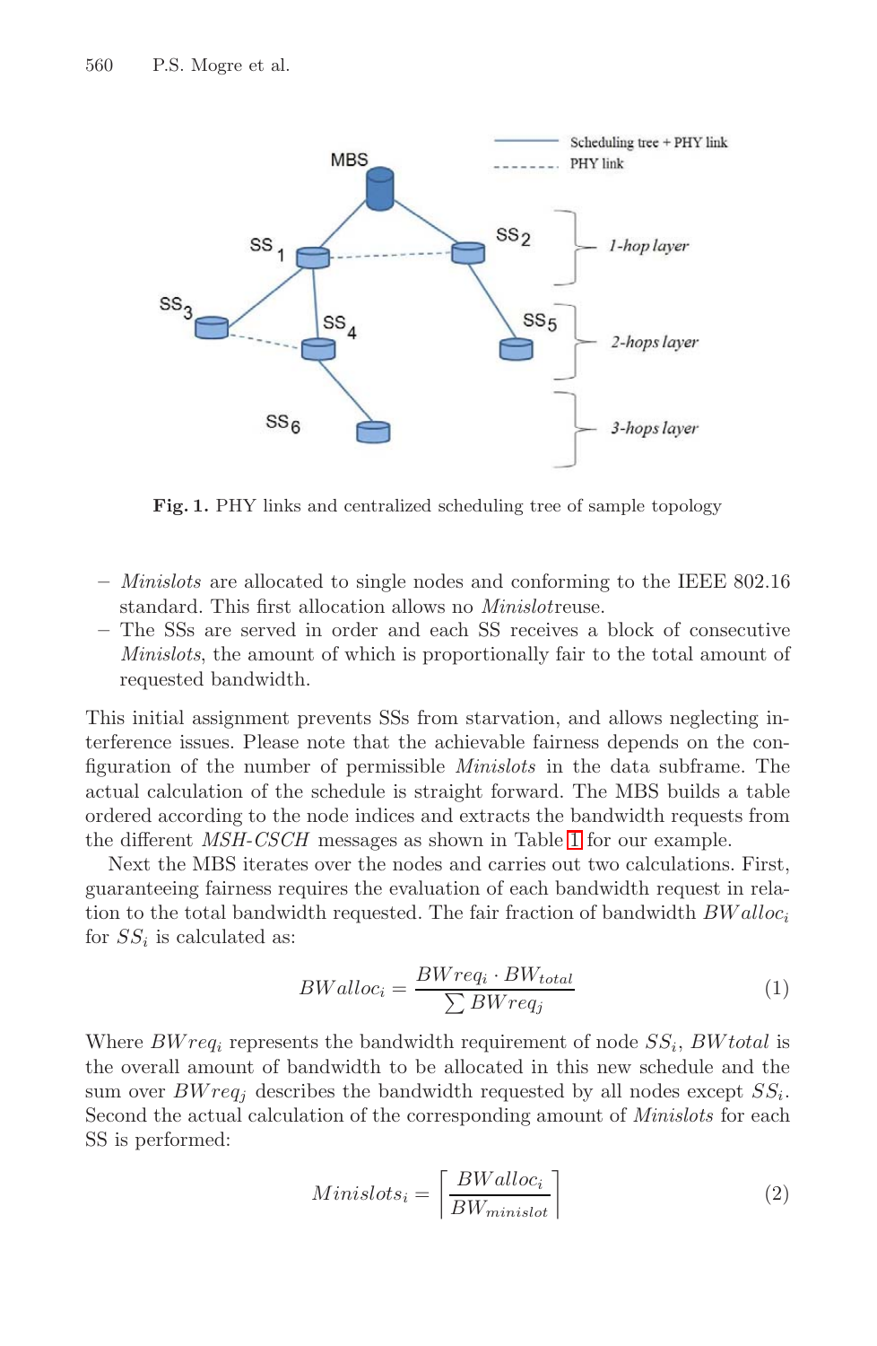Fig. 1. PHY links and centralized scheduling tree of sample topology

- *Minislots* are allocated to single nodes and conforming to the IEEE 802.16 standard. This first allocation allows no *Minislot*reuse.
- The SSs are served in order and each SS receives a block of consecutive *Minislots*, the amount of which is proportionally fair to the total amount of requested bandwidth.

This initial assignment prevents SSs from starvation, and allows neglecting interference issues. Please note that the achievable fairness depends on the configuration of the number of permissible *Minislots* in the data subframe. The actual calculation of the schedule is straight forward. The MBS builds a table ordered according to the node indices and extracts the bandwidth requests from the different *MSH-CSCH* messages as shown in Table 1 for our example.

Next the MBS iterates over the nodes and carries out two calculations. First, guaranteeing fairness requires the evaluation of each bandwidth request in relation to the total bandwidth requested. The fair fraction of bandwidth $BWalloc_i$ for $SS_i$ is calculated as:

$$BWalloc_i = \frac{BWreq_i \cdot BW_{total}}{\sum BWreq_j} \tag{1}$$

Where $BWreq_i$ represents the bandwidth requirement of node $SS_i$, $BWtotal$ is the overall amount of bandwidth to be allocated in this new schedule and the sum over $BWreq_j$ describes the bandwidth requested by all nodes except $SS_i$. Second the actual calculation of the corresponding amount of *Minislots* for each SS is performed:

$$Minislots_i = \left\lceil \frac{BWalloc_i}{BW_{minislot}} \right\rceil \tag{2}$$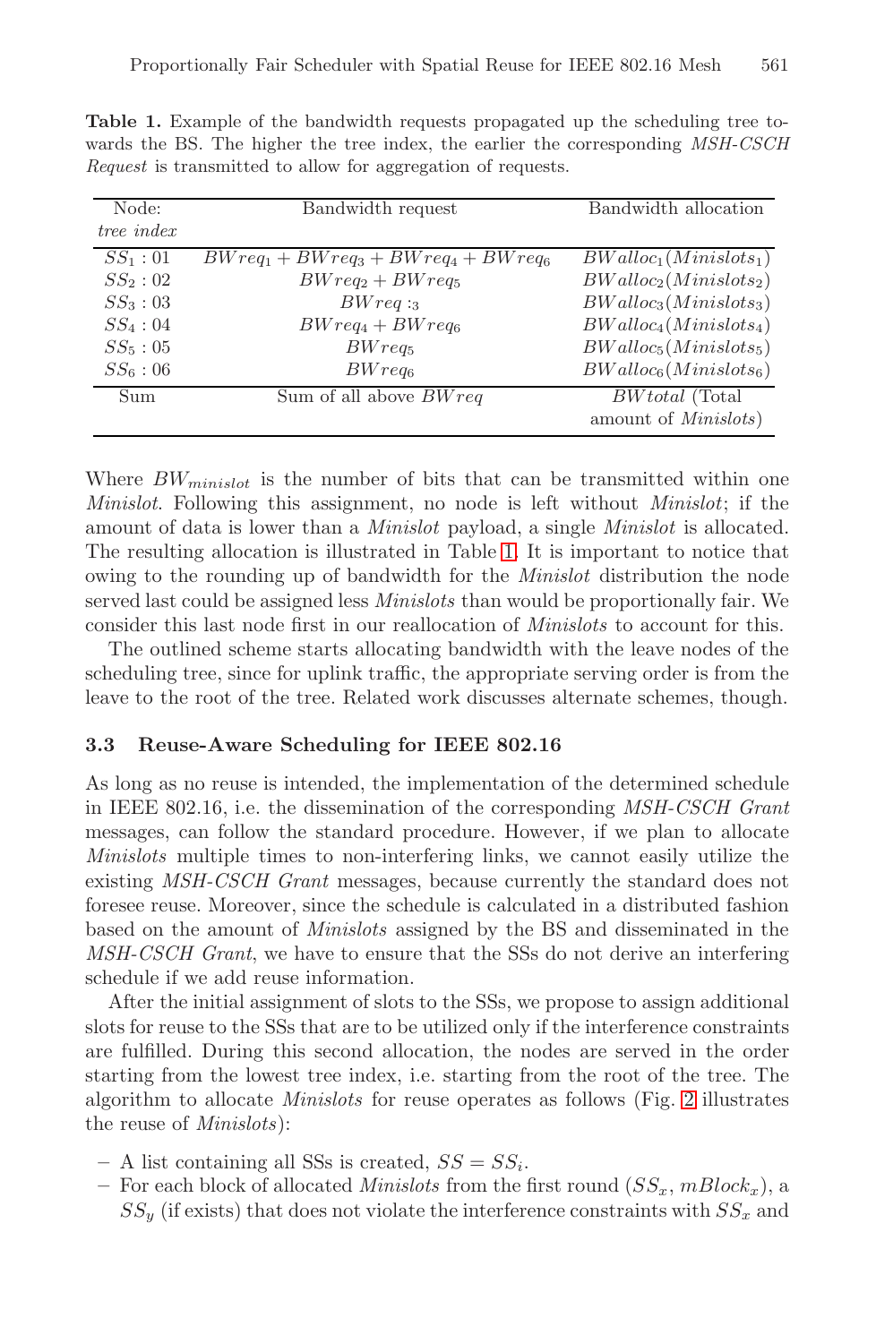**Table 1.** Example of the bandwidth requests propagated up the scheduling tree towards the BS. The higher the tree index, the earlier the corresponding *MSH-CSCH Request* is transmitted to allow for aggregation of requests.

| Node: *tree index* | Bandwidth request | Bandwidth allocation |
|---|---|---|
| $SS_1 : 01$ | $BWreq_1 + BWreq_3 + BWreq_4 + BWreq_6$ | $BWalloc_1(Minislots_1)$ |
| $SS_2 : 02$ | $BWreq_2 + BWreq_5$ | $BWalloc_2(Minislots_2)$ |
| $SS_3 : 03$ | $BWreq :_3$ | $BWalloc_3(Minislots_3)$ |
| $SS_4 : 04$ | $BWreq_4 + BWreq_6$ | $BWalloc_4(Minislots_4)$ |
| $SS_5 : 05$ | $BWreq_5$ | $BWalloc_5(Minislots_5)$ |
| $SS_6 : 06$ | $BWreq_6$ | $BWalloc_6(Minislots_6)$ |
| Sum | Sum of all above $BWreq$ | $BWtotal$ (Total amount of *Minislots*) |

Where $BW_{minislot}$ is the number of bits that can be transmitted within one *Minislot*. Following this assignment, no node is left without *Minislot*; if the amount of data is lower than a *Minislot* payload, a single *Minislot* is allocated. The resulting allocation is illustrated in Table 1. It is important to notice that owing to the rounding up of bandwidth for the *Minislot* distribution the node served last could be assigned less *Minislots* than would be proportionally fair. We consider this last node first in our reallocation of *Minislots* to account for this.

The outlined scheme starts allocating bandwidth with the leave nodes of the scheduling tree, since for uplink traffic, the appropriate serving order is from the leave to the root of the tree. Related work discusses alternate schemes, though.

### 3.3 Reuse-Aware Scheduling for IEEE 802.16

As long as no reuse is intended, the implementation of the determined schedule in IEEE 802.16, i.e. the dissemination of the corresponding *MSH-CSCH Grant* messages, can follow the standard procedure. However, if we plan to allocate *Minislots* multiple times to non-interfering links, we cannot easily utilize the existing *MSH-CSCH Grant* messages, because currently the standard does not foresee reuse. Moreover, since the schedule is calculated in a distributed fashion based on the amount of *Minislots* assigned by the BS and disseminated in the *MSH-CSCH Grant*, we have to ensure that the SSs do not derive an interfering schedule if we add reuse information.

After the initial assignment of slots to the SSs, we propose to assign additional slots for reuse to the SSs that are to be utilized only if the interference constraints are fulfilled. During this second allocation, the nodes are served in the order starting from the lowest tree index, i.e. starting from the root of the tree. The algorithm to allocate *Minislots* for reuse operates as follows (Fig. 2 illustrates the reuse of *Minislots*):

- A list containing all SSs is created, $SS = SS_i$.
- For each block of allocated *Minislots* from the first round ($SS_x$, $mBlock_x$), a $SS_y$ (if exists) that does not violate the interference constraints with $SS_x$ and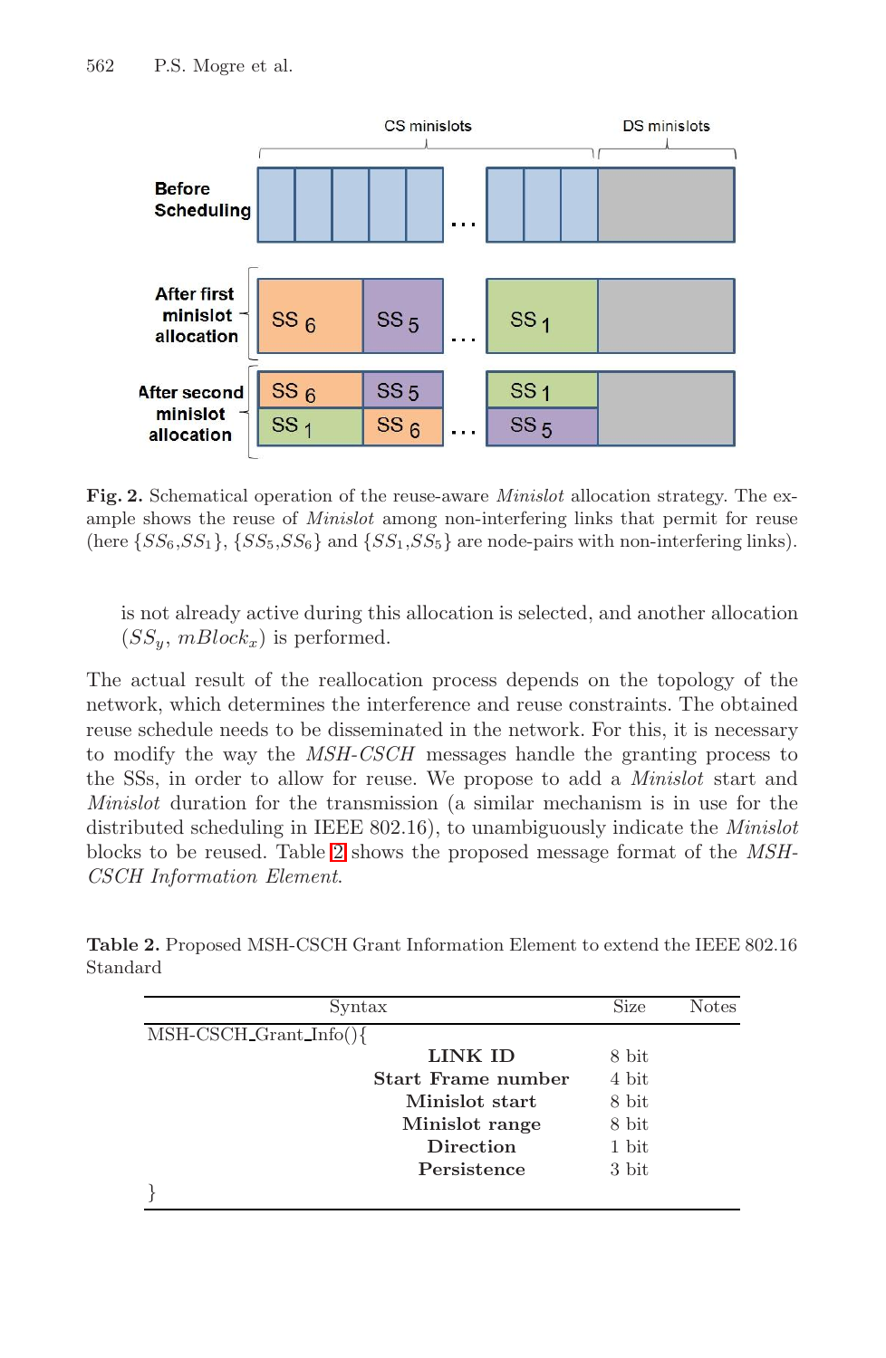Fig. 2. Schematical operation of the reuse-aware *Minislot* allocation strategy. The example shows the reuse of *Minislot* among non-interfering links that permit for reuse (here $\{SS_6, SS_1\}$, $\{SS_5, SS_6\}$ and $\{SS_1, SS_5\}$ are node-pairs with non-interfering links).

is not already active during this allocation is selected, and another allocation ($SS_y$, $mBlock_x$) is performed.

The actual result of the reallocation process depends on the topology of the network, which determines the interference and reuse constraints. The obtained reuse schedule needs to be disseminated in the network. For this, it is necessary to modify the way the *MSH-CSCH* messages handle the granting process to the SSs, in order to allow for reuse. We propose to add a *Minislot* start and *Minislot* duration for the transmission (a similar mechanism is in use for the distributed scheduling in IEEE 802.16), to unambiguously indicate the *Minislot* blocks to be reused. Table 2 shows the proposed message format of the *MSH-CSCH Information Element*.

**Table 2.** Proposed MSH-CSCH Grant Information Element to extend the IEEE 802.16 Standard

| Syntax | Size | Notes |
|---|---|---|
| MSH-CSCH_Grant_Info(){ | | |
| **LINK ID** | 8 bit | |
| **Start Frame number** | 4 bit | |
| **Minislot start** | 8 bit | |
| **Minislot range** | 8 bit | |
| **Direction** | 1 bit | |
| **Persistence** | 3 bit | |
| } | | |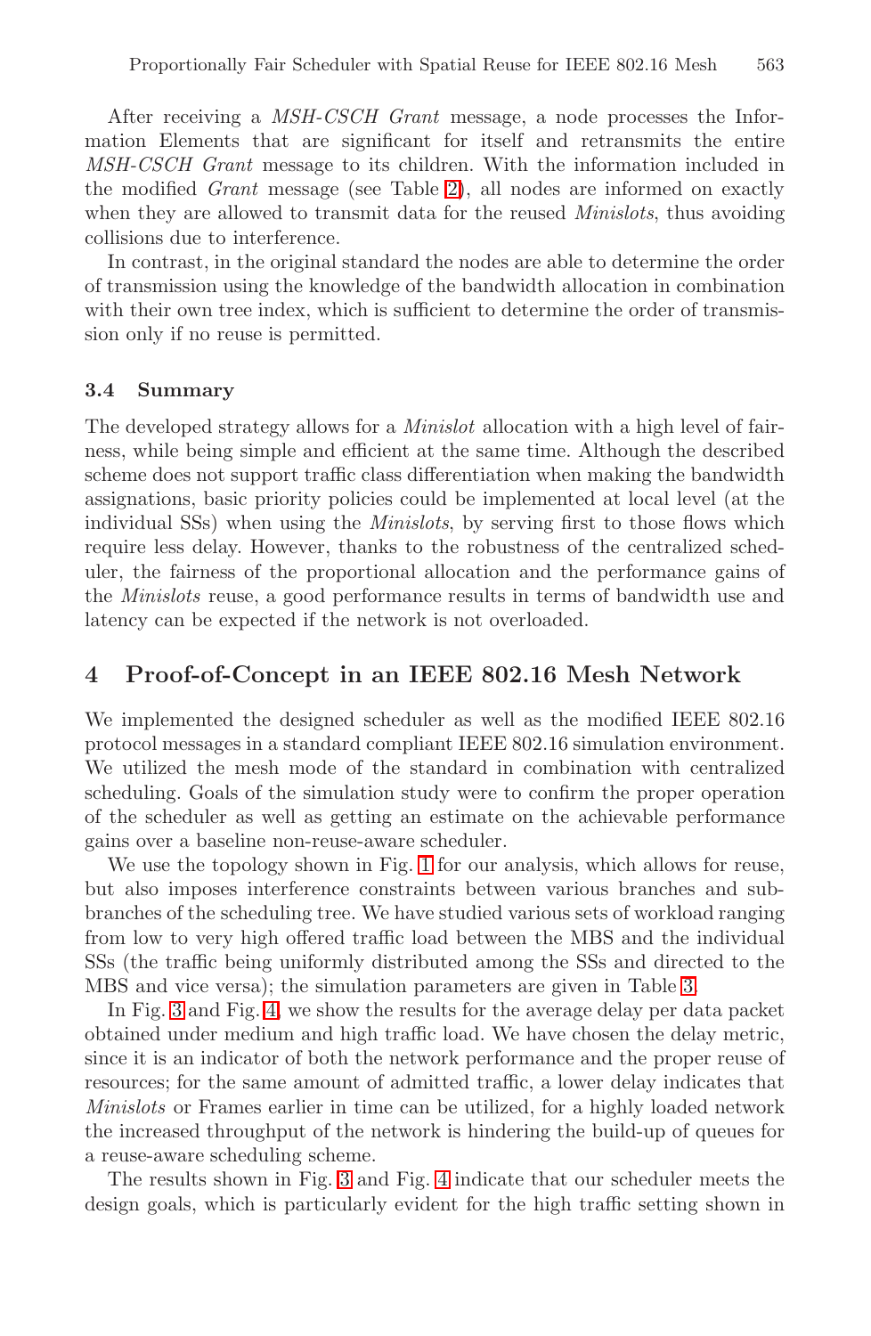After receiving a *MSH-CSCH Grant* message, a node processes the Information Elements that are significant for itself and retransmits the entire *MSH-CSCH Grant* message to its children. With the information included in the modified *Grant* message (see Table 2), all nodes are informed on exactly when they are allowed to transmit data for the reused *Minislots*, thus avoiding collisions due to interference.

In contrast, in the original standard the nodes are able to determine the order of transmission using the knowledge of the bandwidth allocation in combination with their own tree index, which is sufficient to determine the order of transmission only if no reuse is permitted.

### 3.4 Summary

The developed strategy allows for a *Minislot* allocation with a high level of fairness, while being simple and efficient at the same time. Although the described scheme does not support traffic class differentiation when making the bandwidth assignations, basic priority policies could be implemented at local level (at the individual SSs) when using the *Minislots*, by serving first to those flows which require less delay. However, thanks to the robustness of the centralized scheduler, the fairness of the proportional allocation and the performance gains of the *Minislots* reuse, a good performance results in terms of bandwidth use and latency can be expected if the network is not overloaded.

## 4 Proof-of-Concept in an IEEE 802.16 Mesh Network

We implemented the designed scheduler as well as the modified IEEE 802.16 protocol messages in a standard compliant IEEE 802.16 simulation environment. We utilized the mesh mode of the standard in combination with centralized scheduling. Goals of the simulation study were to confirm the proper operation of the scheduler as well as getting an estimate on the achievable performance gains over a baseline non-reuse-aware scheduler.

We use the topology shown in Fig. 1 for our analysis, which allows for reuse, but also imposes interference constraints between various branches and subbranches of the scheduling tree. We have studied various sets of workload ranging from low to very high offered traffic load between the MBS and the individual SSs (the traffic being uniformly distributed among the SSs and directed to the MBS and vice versa); the simulation parameters are given in Table 3.

In Fig. 3 and Fig. 4, we show the results for the average delay per data packet obtained under medium and high traffic load. We have chosen the delay metric, since it is an indicator of both the network performance and the proper reuse of resources; for the same amount of admitted traffic, a lower delay indicates that *Minislots* or Frames earlier in time can be utilized, for a highly loaded network the increased throughput of the network is hindering the build-up of queues for a reuse-aware scheduling scheme.

The results shown in Fig. 3 and Fig. 4 indicate that our scheduler meets the design goals, which is particularly evident for the high traffic setting shown in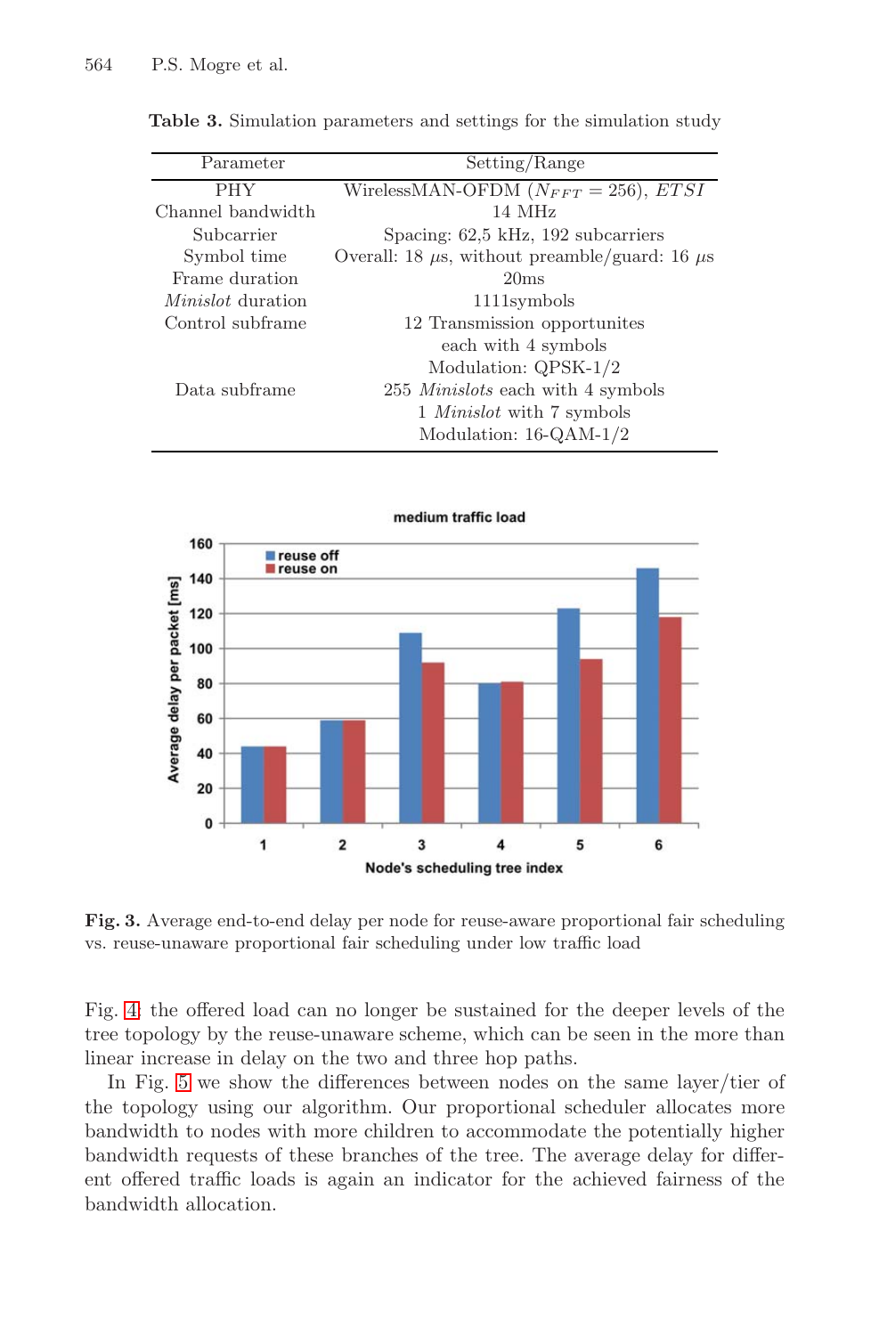**Table 3.** Simulation parameters and settings for the simulation study

| Parameter | Setting/Range |
|---|---|
| PHY | WirelessMAN-OFDM ($N_{FFT} = 256$), *ETSI* |
| Channel bandwidth | 14 MHz |
| Subcarrier | Spacing: 62,5 kHz, 192 subcarriers |
| Symbol time | Overall: 18 $\mu$s, without preamble/guard: 16 $\mu$s |
| Frame duration | 20ms |
| *Minislot* duration | 1111symbols |
| Control subframe | 12 Transmission opportunites each with 4 symbols Modulation: QPSK-1/2 |
| Data subframe | 255 *Minislots* each with 4 symbols 1 *Minislot* with 7 symbols Modulation: 16-QAM-1/2 |

**Fig. 3.** Average end-to-end delay per node for reuse-aware proportional fair scheduling vs. reuse-unaware proportional fair scheduling under low traffic load

Fig. 4: the offered load can no longer be sustained for the deeper levels of the tree topology by the reuse-unaware scheme, which can be seen in the more than linear increase in delay on the two and three hop paths.

In Fig. 5 we show the differences between nodes on the same layer/tier of the topology using our algorithm. Our proportional scheduler allocates more bandwidth to nodes with more children to accommodate the potentially higher bandwidth requests of these branches of the tree. The average delay for different offered traffic loads is again an indicator for the achieved fairness of the bandwidth allocation.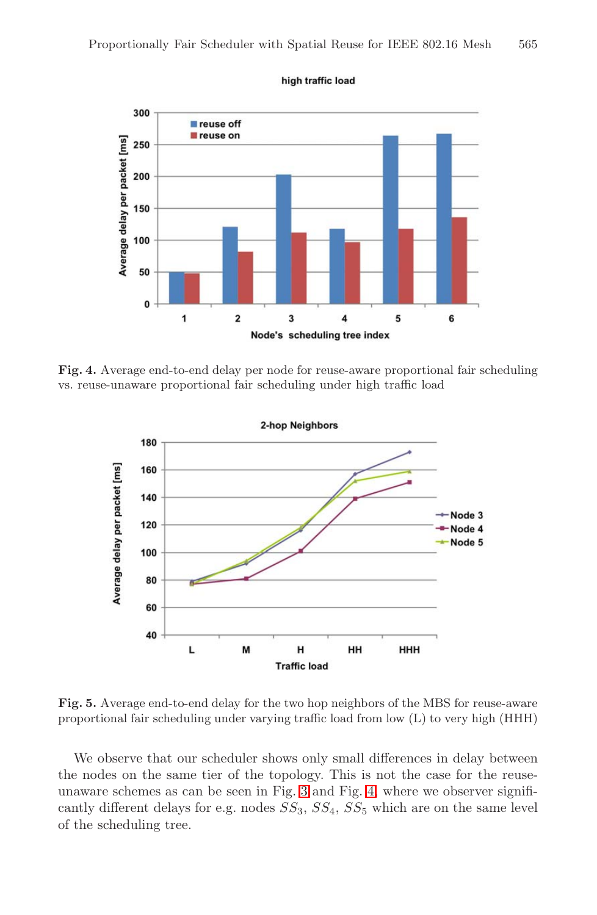**Fig. 4.** Average end-to-end delay per node for reuse-aware proportional fair scheduling vs. reuse-unaware proportional fair scheduling under high traffic load

**Fig. 5.** Average end-to-end delay for the two hop neighbors of the MBS for reuse-aware proportional fair scheduling under varying traffic load from low (L) to very high (HHH)

We observe that our scheduler shows only small differences in delay between the nodes on the same tier of the topology. This is not the case for the reuse-unaware schemes as can be seen in Fig. 3 and Fig. 4, where we observer significantly different delays for e.g. nodes $SS_3$, $SS_4$, $SS_5$ which are on the same level of the scheduling tree.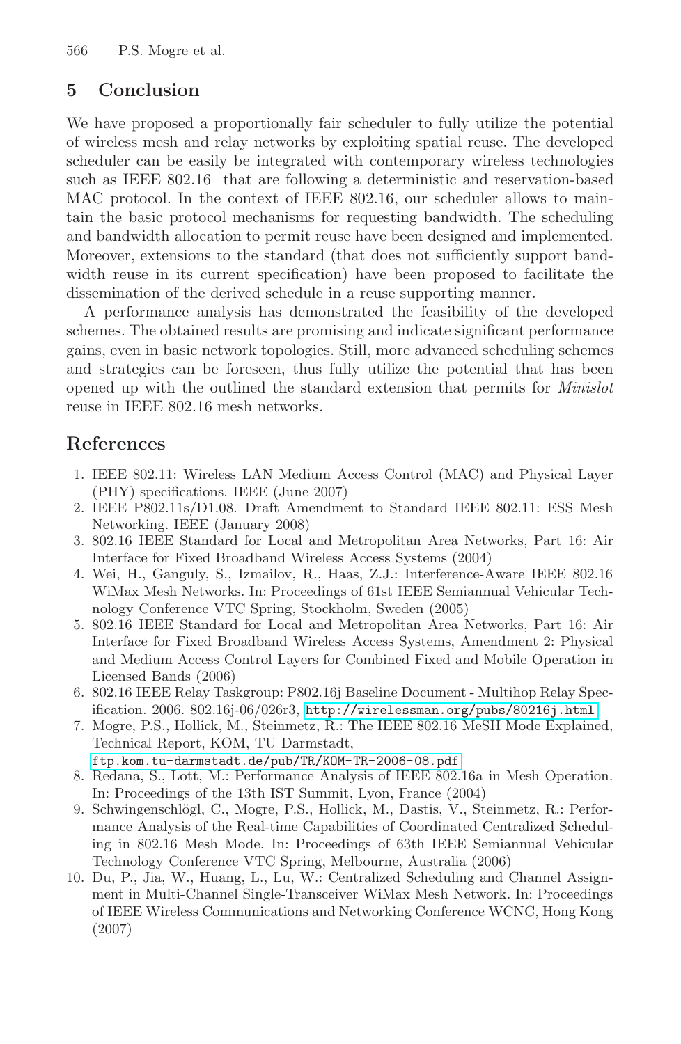## 5 Conclusion

We have proposed a proportionally fair scheduler to fully utilize the potential of wireless mesh and relay networks by exploiting spatial reuse. The developed scheduler can be easily be integrated with contemporary wireless technologies such as IEEE 802.16 that are following a deterministic and reservation-based MAC protocol. In the context of IEEE 802.16, our scheduler allows to maintain the basic protocol mechanisms for requesting bandwidth. The scheduling and bandwidth allocation to permit reuse have been designed and implemented. Moreover, extensions to the standard (that does not sufficiently support bandwidth reuse in its current specification) have been proposed to facilitate the dissemination of the derived schedule in a reuse supporting manner.

A performance analysis has demonstrated the feasibility of the developed schemes. The obtained results are promising and indicate significant performance gains, even in basic network topologies. Still, more advanced scheduling schemes and strategies can be foreseen, thus fully utilize the potential that has been opened up with the outlined the standard extension that permits for *Minislot* reuse in IEEE 802.16 mesh networks.

## References

1. IEEE 802.11: Wireless LAN Medium Access Control (MAC) and Physical Layer (PHY) specifications. IEEE (June 2007)
2. IEEE P802.11s/D1.08. Draft Amendment to Standard IEEE 802.11: ESS Mesh Networking. IEEE (January 2008)
3. 802.16 IEEE Standard for Local and Metropolitan Area Networks, Part 16: Air Interface for Fixed Broadband Wireless Access Systems (2004)
4. Wei, H., Ganguly, S., Izmailov, R., Haas, Z.J.: Interference-Aware IEEE 802.16 WiMax Mesh Networks. In: Proceedings of 61st IEEE Semiannual Vehicular Technology Conference VTC Spring, Stockholm, Sweden (2005)
5. 802.16 IEEE Standard for Local and Metropolitan Area Networks, Part 16: Air Interface for Fixed Broadband Wireless Access Systems, Amendment 2: Physical and Medium Access Control Layers for Combined Fixed and Mobile Operation in Licensed Bands (2006)
6. 802.16 IEEE Relay Taskgroup: P802.16j Baseline Document - Multihop Relay Specification. 2006. 802.16j-06/026r3, http://wirelessman.org/pubs/80216j.html
7. Mogre, P.S., Hollick, M., Steinmetz, R.: The IEEE 802.16 MeSH Mode Explained, Technical Report, KOM, TU Darmstadt, ftp.kom.tu-darmstadt.de/pub/TR/KOM-TR-2006-08.pdf
8. Redana, S., Lott, M.: Performance Analysis of IEEE 802.16a in Mesh Operation. In: Proceedings of the 13th IST Summit, Lyon, France (2004)
9. Schwingenschlögl, C., Mogre, P.S., Hollick, M., Dastis, V., Steinmetz, R.: Performance Analysis of the Real-time Capabilities of Coordinated Centralized Scheduling in 802.16 Mesh Mode. In: Proceedings of 63th IEEE Semiannual Vehicular Technology Conference VTC Spring, Melbourne, Australia (2006)
10. Du, P., Jia, W., Huang, L., Lu, W.: Centralized Scheduling and Channel Assignment in Multi-Channel Single-Transceiver WiMax Mesh Network. In: Proceedings of IEEE Wireless Communications and Networking Conference WCNC, Hong Kong (2007)